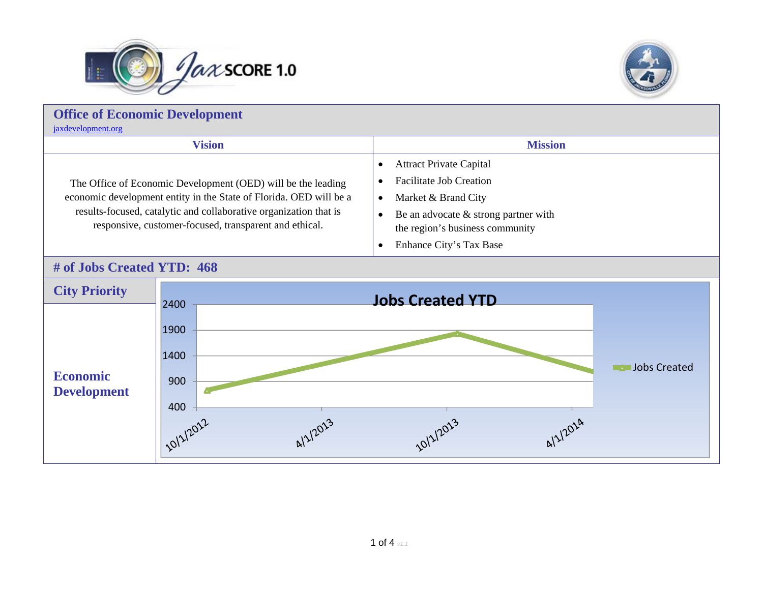## Office of Economic Development

jaxdevelopment.org

| Vision | Mission |
|---|---|
| The Office of Economic Development (OED) will be the leading economic development entity in the State of Florida. OED will be a results-focused, catalytic and collaborative organization that is responsive, customer-focused, transparent and ethical. | • Attract Private Capital<br>• Facilitate Job Creation<br>• Market & Brand City<br>• Be an advocate & strong partner with the region's business community<br>• Enhance City's Tax Base |

## # of Jobs Created YTD: 468

**City Priority**

**Economic Development**

Jobs Created YTD

Legend: Jobs Created

Y-axis: 400, 900, 1400, 1900, 2400

X-axis: 10/1/2012, 4/1/2013, 10/1/2013, 4/1/2014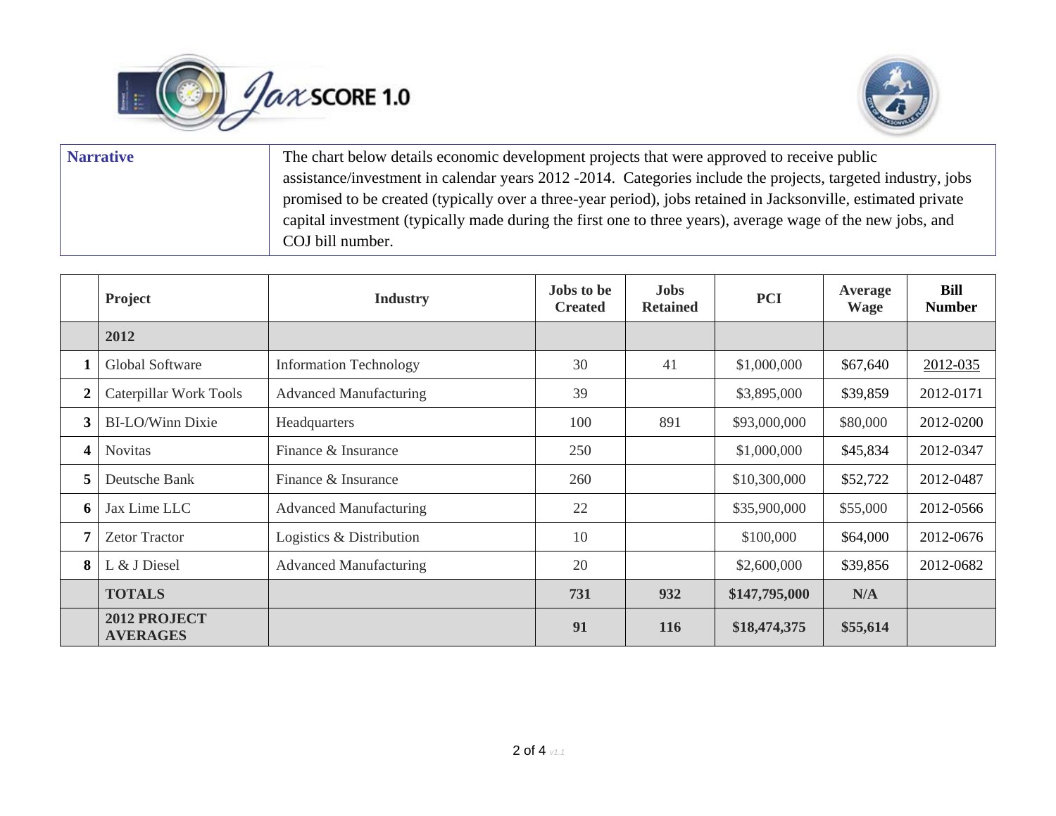| Narrative | The chart below details economic development projects that were approved to receive public assistance/investment in calendar years 2012 -2014. Categories include the projects, targeted industry, jobs promised to be created (typically over a three-year period), jobs retained in Jacksonville, estimated private capital investment (typically made during the first one to three years), average wage of the new jobs, and COJ bill number. |
|---|---|

| | Project | Industry | Jobs to be Created | Jobs Retained | PCI | Average Wage | Bill Number |
|---|---|---|---|---|---|---|---|
| | **2012** | | | | | | |
| **1** | Global Software | Information Technology | 30 | 41 | $1,000,000 | $67,640 | 2012-035 |
| **2** | Caterpillar Work Tools | Advanced Manufacturing | 39 | | $3,895,000 | $39,859 | 2012-0171 |
| **3** | BI-LO/Winn Dixie | Headquarters | 100 | 891 | $93,000,000 | $80,000 | 2012-0200 |
| **4** | Novitas | Finance & Insurance | 250 | | $1,000,000 | $45,834 | 2012-0347 |
| **5** | Deutsche Bank | Finance & Insurance | 260 | | $10,300,000 | $52,722 | 2012-0487 |
| **6** | Jax Lime LLC | Advanced Manufacturing | 22 | | $35,900,000 | $55,000 | 2012-0566 |
| **7** | Zetor Tractor | Logistics & Distribution | 10 | | $100,000 | $64,000 | 2012-0676 |
| **8** | L & J Diesel | Advanced Manufacturing | 20 | | $2,600,000 | $39,856 | 2012-0682 |
| | **TOTALS** | | **731** | **932** | **$147,795,000** | **N/A** | |
| | **2012 PROJECT AVERAGES** | | **91** | **116** | **$18,474,375** | **$55,614** | |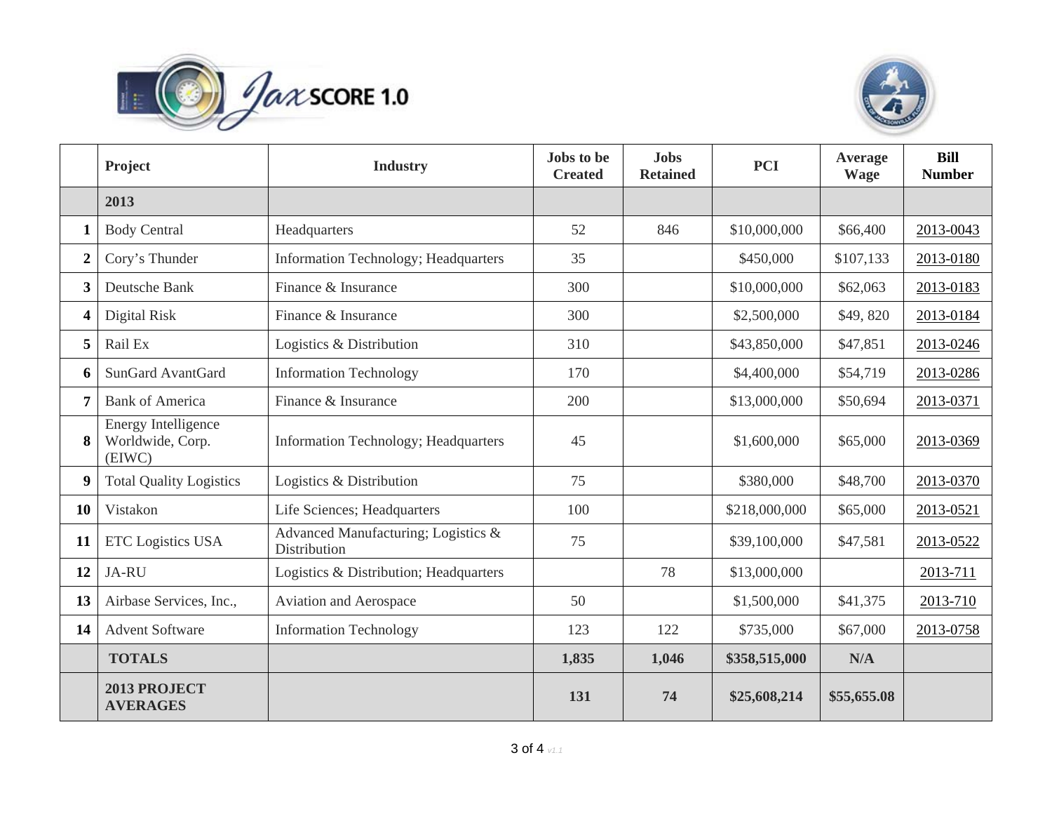# JaxSCORE 1.0

| | Project | Industry | Jobs to be Created | Jobs Retained | PCI | Average Wage | Bill Number |
|---|---|---|---|---|---|---|---|
| | **2013** | | | | | | |
| **1** | Body Central | Headquarters | 52 | 846 | $10,000,000 | $66,400 | 2013-0043 |
| **2** | Cory's Thunder | Information Technology; Headquarters | 35 | | $450,000 | $107,133 | 2013-0180 |
| **3** | Deutsche Bank | Finance & Insurance | 300 | | $10,000,000 | $62,063 | 2013-0183 |
| **4** | Digital Risk | Finance & Insurance | 300 | | $2,500,000 | $49, 820 | 2013-0184 |
| **5** | Rail Ex | Logistics & Distribution | 310 | | $43,850,000 | $47,851 | 2013-0246 |
| **6** | SunGard AvantGard | Information Technology | 170 | | $4,400,000 | $54,719 | 2013-0286 |
| **7** | Bank of America | Finance & Insurance | 200 | | $13,000,000 | $50,694 | 2013-0371 |
| **8** | Energy Intelligence Worldwide, Corp. (EIWC) | Information Technology; Headquarters | 45 | | $1,600,000 | $65,000 | 2013-0369 |
| **9** | Total Quality Logistics | Logistics & Distribution | 75 | | $380,000 | $48,700 | 2013-0370 |
| **10** | Vistakon | Life Sciences; Headquarters | 100 | | $218,000,000 | $65,000 | 2013-0521 |
| **11** | ETC Logistics USA | Advanced Manufacturing; Logistics & Distribution | 75 | | $39,100,000 | $47,581 | 2013-0522 |
| **12** | JA-RU | Logistics & Distribution; Headquarters | | 78 | $13,000,000 | | 2013-711 |
| **13** | Airbase Services, Inc., | Aviation and Aerospace | 50 | | $1,500,000 | $41,375 | 2013-710 |
| **14** | Advent Software | Information Technology | 123 | 122 | $735,000 | $67,000 | 2013-0758 |
| | **TOTALS** | | **1,835** | **1,046** | **$358,515,000** | **N/A** | |
| | **2013 PROJECT AVERAGES** | | **131** | **74** | **$25,608,214** | **$55,655.08** | |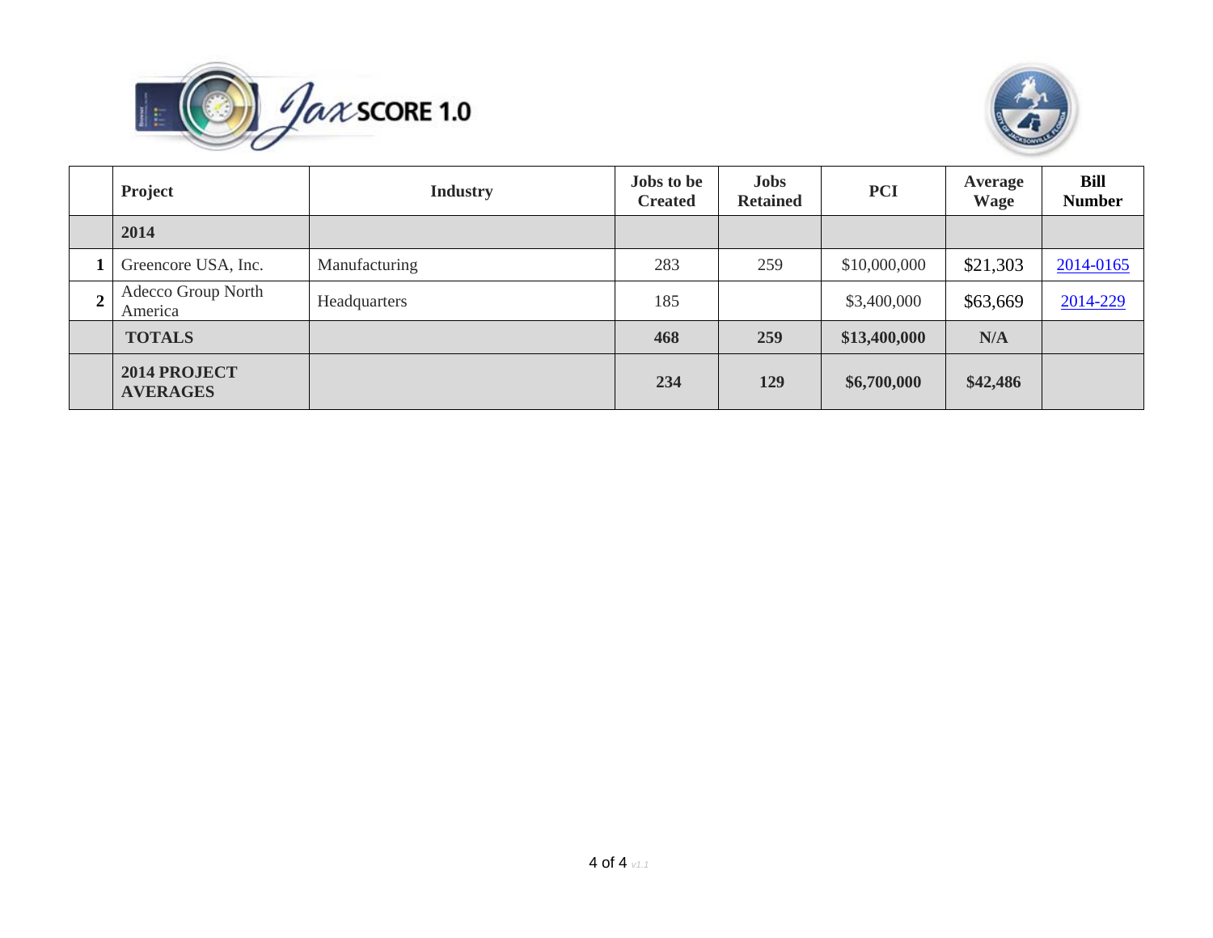| | Project | Industry | Jobs to be Created | Jobs Retained | PCI | Average Wage | Bill Number |
|---|---|---|---|---|---|---|---|
| | **2014** | | | | | | |
| **1** | Greencore USA, Inc. | Manufacturing | 283 | 259 | $10,000,000 | $21,303 | 2014-0165 |
| **2** | Adecco Group North America | Headquarters | 185 | | $3,400,000 | $63,669 | 2014-229 |
| | **TOTALS** | | **468** | **259** | **$13,400,000** | **N/A** | |
| | **2014 PROJECT AVERAGES** | | **234** | **129** | **$6,700,000** | **$42,486** | |